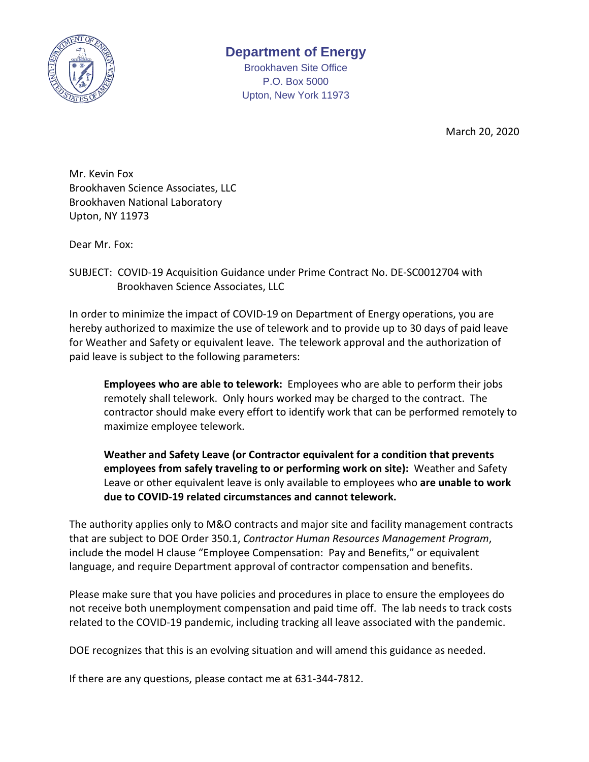# Department of Energy

Brookhaven Site Office
P.O. Box 5000
Upton, New York 11973

March 20, 2020

Mr. Kevin Fox
Brookhaven Science Associates, LLC
Brookhaven National Laboratory
Upton, NY 11973

Dear Mr. Fox:

SUBJECT: COVID-19 Acquisition Guidance under Prime Contract No. DE-SC0012704 with Brookhaven Science Associates, LLC

In order to minimize the impact of COVID-19 on Department of Energy operations, you are hereby authorized to maximize the use of telework and to provide up to 30 days of paid leave for Weather and Safety or equivalent leave. The telework approval and the authorization of paid leave is subject to the following parameters:

> **Employees who are able to telework:** Employees who are able to perform their jobs remotely shall telework. Only hours worked may be charged to the contract. The contractor should make every effort to identify work that can be performed remotely to maximize employee telework.
>
> **Weather and Safety Leave (or Contractor equivalent for a condition that prevents employees from safely traveling to or performing work on site):** Weather and Safety Leave or other equivalent leave is only available to employees who **are unable to work due to COVID-19 related circumstances and cannot telework.**

The authority applies only to M&O contracts and major site and facility management contracts that are subject to DOE Order 350.1, *Contractor Human Resources Management Program*, include the model H clause "Employee Compensation: Pay and Benefits," or equivalent language, and require Department approval of contractor compensation and benefits.

Please make sure that you have policies and procedures in place to ensure the employees do not receive both unemployment compensation and paid time off. The lab needs to track costs related to the COVID-19 pandemic, including tracking all leave associated with the pandemic.

DOE recognizes that this is an evolving situation and will amend this guidance as needed.

If there are any questions, please contact me at 631-344-7812.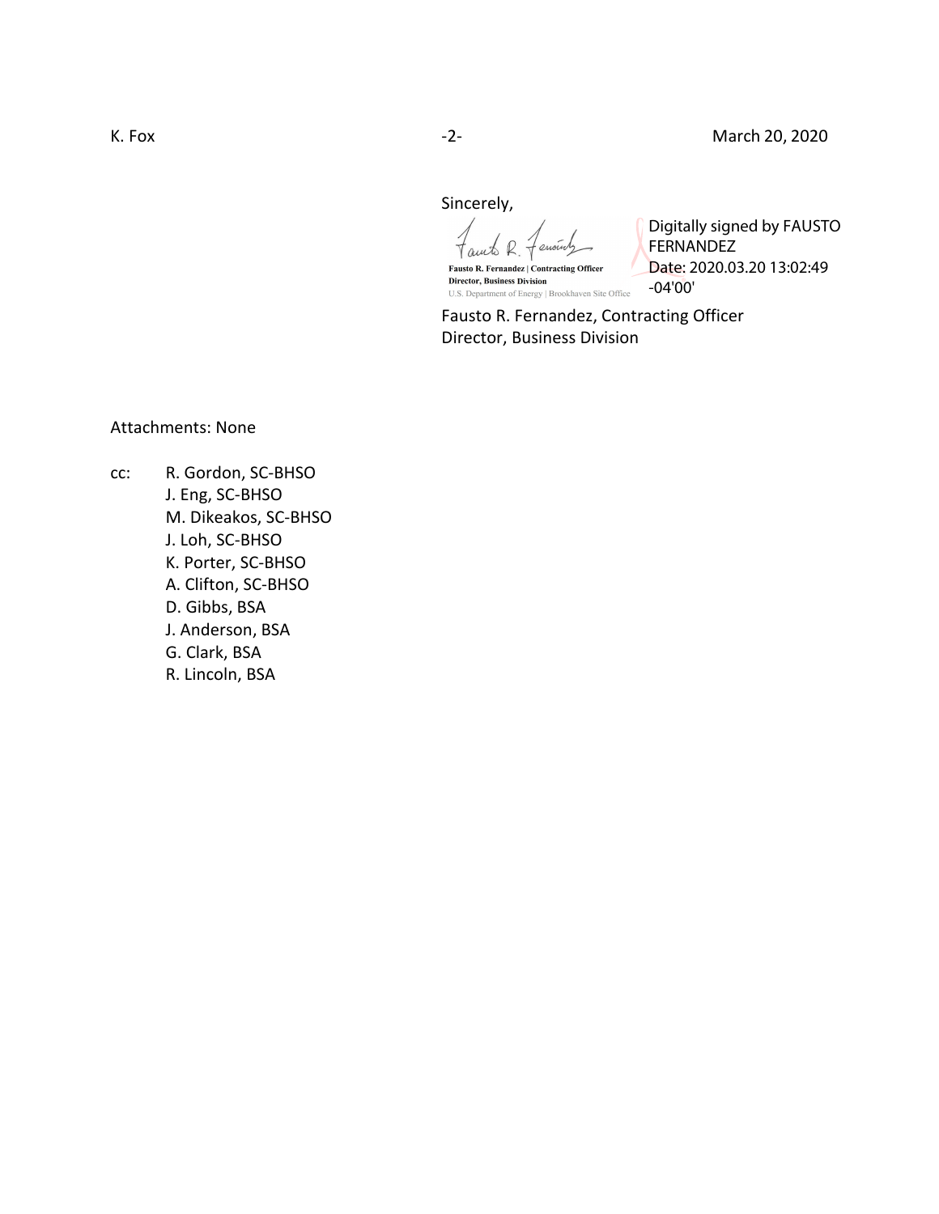Sincerely,

Fausto R. Fernandez | Contracting Officer
Director, Business Division
U.S. Department of Energy | Brookhaven Site Office

Digitally signed by FAUSTO FERNANDEZ
Date: 2020.03.20 13:02:49 -04'00'

Fausto R. Fernandez, Contracting Officer
Director, Business Division

Attachments: None

cc: R. Gordon, SC-BHSO
J. Eng, SC-BHSO
M. Dikeakos, SC-BHSO
J. Loh, SC-BHSO
K. Porter, SC-BHSO
A. Clifton, SC-BHSO
D. Gibbs, BSA
J. Anderson, BSA
G. Clark, BSA
R. Lincoln, BSA